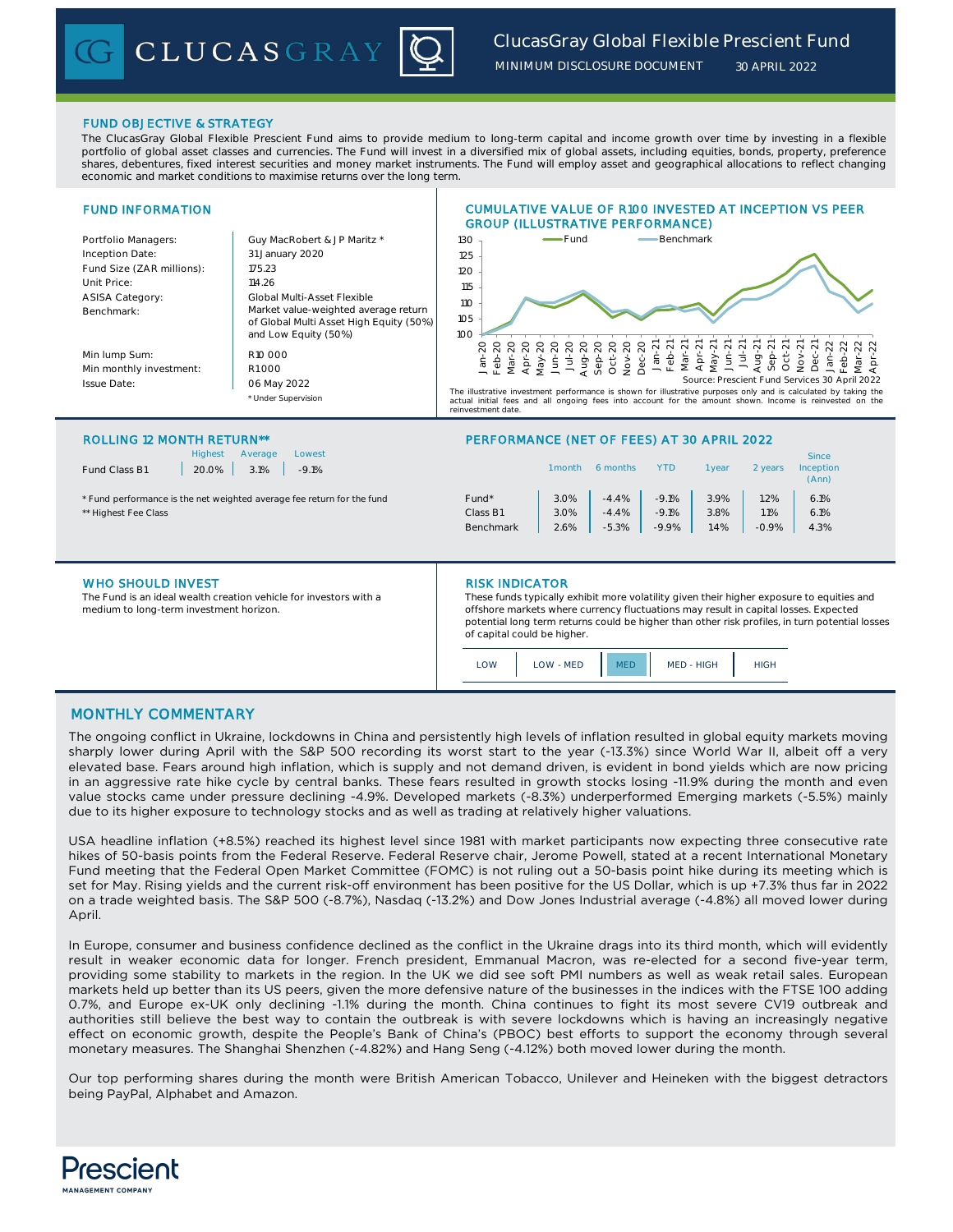# ClucasGray Global Flexible Prescient Fund

MINIMUM DISCLOSURE DOCUMENT 30 APRIL 2022

## FUND OBJECTIVE & STRATEGY

The ClucasGray Global Flexible Prescient Fund aims to provide medium to long-term capital and income growth over time by investing in a flexible portfolio of global asset classes and currencies. The Fund will invest in a diversified mix of global assets, including equities, bonds, property, preference shares, debentures, fixed interest securities and money market instruments. The Fund will employ asset and geographical allocations to reflect changing economic and market conditions to maximise returns over the long term.

## FUND INFORMATION

| | |
|---|---|
| Portfolio Managers: | Guy MacRobert & J P Maritz * |
| Inception Date: | 31 January 2020 |
| Fund Size (ZAR millions): | 175.23 |
| Unit Price: | 114.26 |
| ASISA Category: | Global Multi-Asset Flexible |
| Benchmark: | Market value-weighted average return of Global Multi Asset High Equity (50%) and Low Equity (50%) |
| Min lump Sum: | R10 000 |
| Min monthly investment: | R1000 |
| Issue Date: | 06 May 2022 |

\* Under Supervision

## CUMULATIVE VALUE OF R100 INVESTED AT INCEPTION VS PEER GROUP (ILLUSTRATIVE PERFORMANCE)

Source: Prescient Fund Services 30 April 2022

The illustrative investment performance is shown for illustrative purposes only and is calculated by taking the actual initial fees and all ongoing fees into account for the amount shown. Income is reinvested on the reinvestment date.

## ROLLING 12 MONTH RETURN**

| | Highest | Average | Lowest |
|---|---|---|---|
| Fund Class B1 | 20.0% | 3.1% | -9.1% |

\* Fund performance is the net weighted average fee return for the fund

\*\* Highest Fee Class

## PERFORMANCE (NET OF FEES) AT 30 APRIL 2022

| | 1 month | 6 months | YTD | 1 year | 2 years | Since Inception (Ann) |
|---|---|---|---|---|---|---|
| Fund* | 3.0% | -4.4% | -9.1% | 3.9% | 1.2% | 6.1% |
| Class B1 | 3.0% | -4.4% | -9.1% | 3.8% | 1.1% | 6.1% |
| Benchmark | 2.6% | -5.3% | -9.9% | 1.4% | -0.9% | 4.3% |

## WHO SHOULD INVEST

The Fund is an ideal wealth creation vehicle for investors with a medium to long-term investment horizon.

## RISK INDICATOR

These funds typically exhibit more volatility given their higher exposure to equities and offshore markets where currency fluctuations may result in capital losses. Expected potential long term returns could be higher than other risk profiles, in turn potential losses of capital could be higher.

LOW | LOW - MED | **MED** | MED - HIGH | HIGH

## MONTHLY COMMENTARY

The ongoing conflict in Ukraine, lockdowns in China and persistently high levels of inflation resulted in global equity markets moving sharply lower during April with the S&P 500 recording its worst start to the year (-13.3%) since World War II, albeit off a very elevated base. Fears around high inflation, which is supply and not demand driven, is evident in bond yields which are now pricing in an aggressive rate hike cycle by central banks. These fears resulted in growth stocks losing -11.9% during the month and even value stocks came under pressure declining -4.9%. Developed markets (-8.3%) underperformed Emerging markets (-5.5%) mainly due to its higher exposure to technology stocks and as well as trading at relatively higher valuations.

USA headline inflation (+8.5%) reached its highest level since 1981 with market participants now expecting three consecutive rate hikes of 50-basis points from the Federal Reserve. Federal Reserve chair, Jerome Powell, stated at a recent International Monetary Fund meeting that the Federal Open Market Committee (FOMC) is not ruling out a 50-basis point hike during its meeting which is set for May. Rising yields and the current risk-off environment has been positive for the US Dollar, which is up +7.3% thus far in 2022 on a trade weighted basis. The S&P 500 (-8.7%), Nasdaq (-13.2%) and Dow Jones Industrial average (-4.8%) all moved lower during April.

In Europe, consumer and business confidence declined as the conflict in the Ukraine drags into its third month, which will evidently result in weaker economic data for longer. French president, Emmanual Macron, was re-elected for a second five-year term, providing some stability to markets in the region. In the UK we did see soft PMI numbers as well as weak retail sales. European markets held up better than its US peers, given the more defensive nature of the businesses in the indices with the FTSE 100 adding 0.7%, and Europe ex-UK only declining -1.1% during the month. China continues to fight its most severe CV19 outbreak and authorities still believe the best way to contain the outbreak is with severe lockdowns which is having an increasingly negative effect on economic growth, despite the People's Bank of China's (PBOC) best efforts to support the economy through several monetary measures. The Shanghai Shenzhen (-4.82%) and Hang Seng (-4.12%) both moved lower during the month.

Our top performing shares during the month were British American Tobacco, Unilever and Heineken with the biggest detractors being PayPal, Alphabet and Amazon.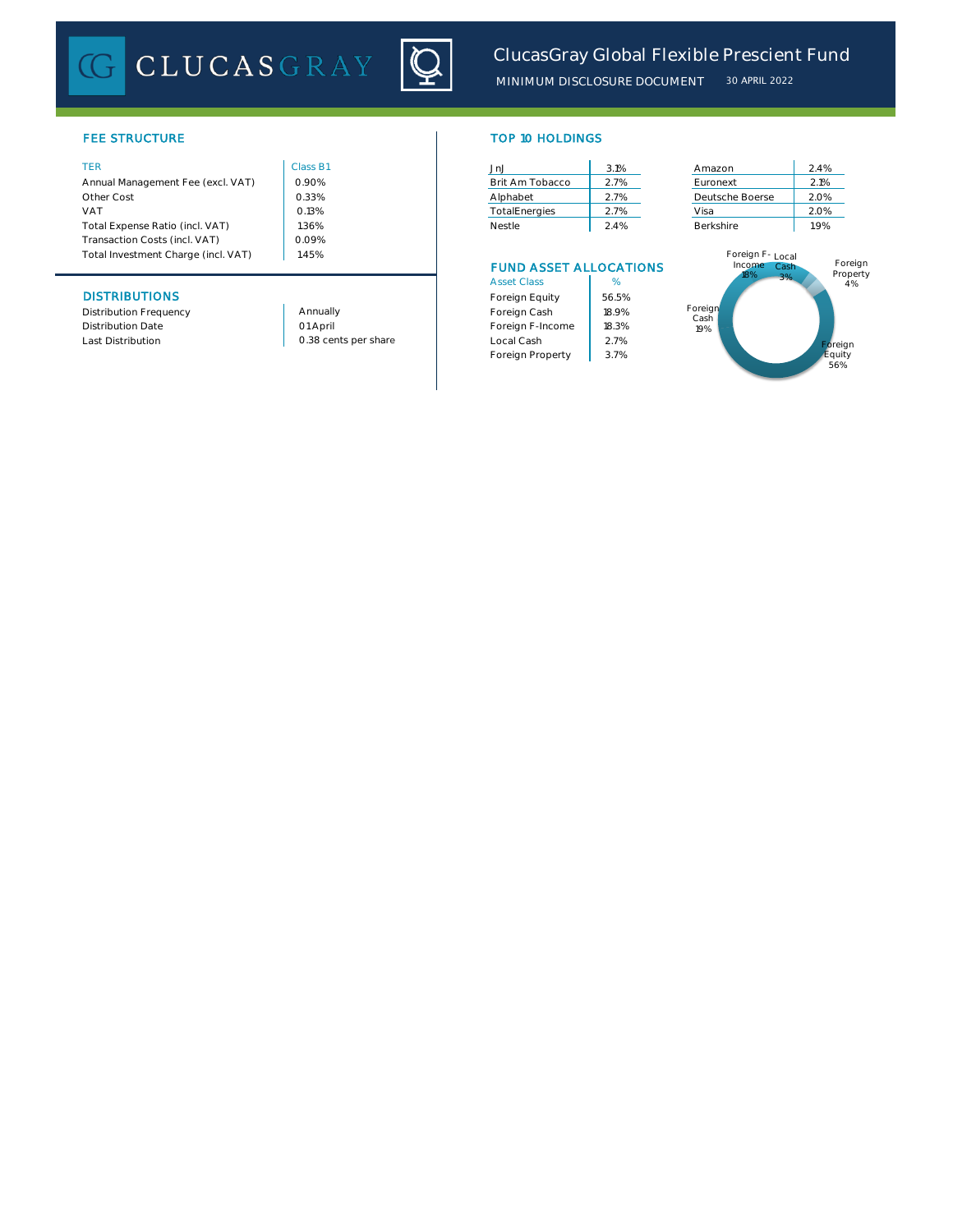# ClucasGray Global Flexible Prescient Fund

MINIMUM DISCLOSURE DOCUMENT 30 APRIL 2022

## FEE STRUCTURE

| TER | Class B1 |
|---|---|
| Annual Management Fee (excl. VAT) | 0.90% |
| Other Cost | 0.33% |
| VAT | 0.13% |
| Total Expense Ratio (incl. VAT) | 1.36% |
| Transaction Costs (incl. VAT) | 0.09% |
| Total Investment Charge (incl. VAT) | 1.45% |

## DISTRIBUTIONS

| | |
|---|---|
| Distribution Frequency | Annually |
| Distribution Date | 01 April |
| Last Distribution | 0.38 cents per share |

## TOP 10 HOLDINGS

| Holding | % | Holding | % |
|---|---|---|---|
| JnJ | 3.1% | Amazon | 2.4% |
| Brit Am Tobacco | 2.7% | Euronext | 2.1% |
| Alphabet | 2.7% | Deutsche Boerse | 2.0% |
| TotalEnergies | 2.7% | Visa | 2.0% |
| Nestle | 2.4% | Berkshire | 1.9% |

## FUND ASSET ALLOCATIONS

| Asset Class | % |
|---|---|
| Foreign Equity | 56.5% |
| Foreign Cash | 18.9% |
| Foreign F-Income | 18.3% |
| Local Cash | 2.7% |
| Foreign Property | 3.7% |

Foreign F-Income 18%, Local Cash 3%, Foreign Property 4%, Foreign Cash 19%, Foreign Equity 56%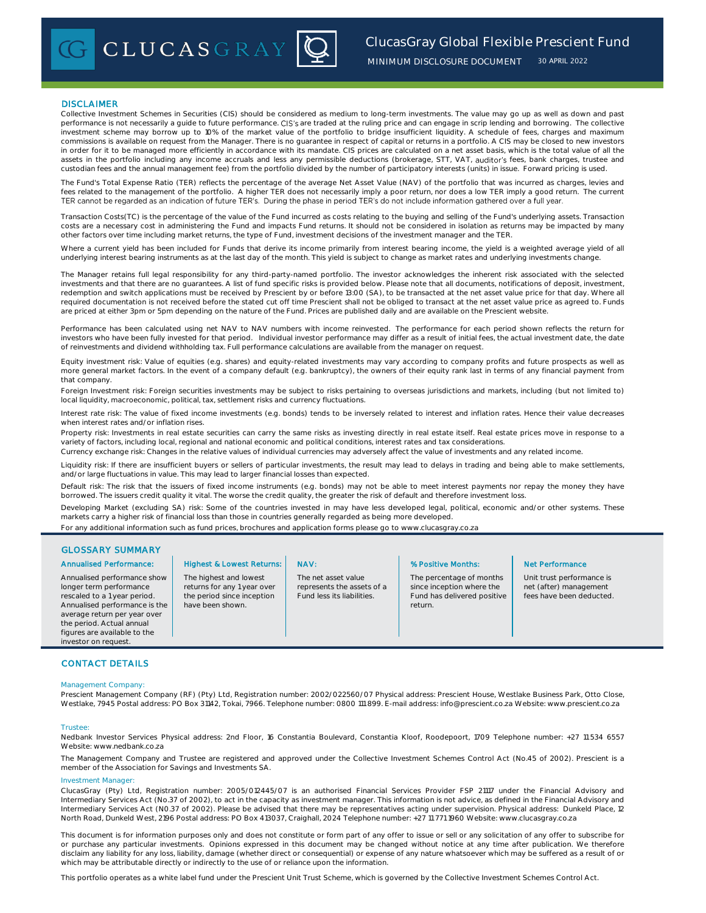# ClucasGray Global Flexible Prescient Fund

MINIMUM DISCLOSURE DOCUMENT 30 APRIL 2022

## DISCLAIMER

Collective Investment Schemes in Securities (CIS) should be considered as medium to long-term investments. The value may go up as well as down and past performance is not necessarily a guide to future performance. CIS's are traded at the ruling price and can engage in scrip lending and borrowing. The collective investment scheme may borrow up to 10% of the market value of the portfolio to bridge insufficient liquidity. A schedule of fees, charges and maximum commissions is available on request from the Manager. There is no guarantee in respect of capital or returns in a portfolio. A CIS may be closed to new investors in order for it to be managed more efficiently in accordance with its mandate. CIS prices are calculated on a net asset basis, which is the total value of all the assets in the portfolio including any income accruals and less any permissible deductions (brokerage, STT, VAT, auditor's fees, bank charges, trustee and custodian fees and the annual management fee) from the portfolio divided by the number of participatory interests (units) in issue. Forward pricing is used.

The Fund's Total Expense Ratio (TER) reflects the percentage of the average Net Asset Value (NAV) of the portfolio that was incurred as charges, levies and fees related to the management of the portfolio. A higher TER does not necessarily imply a poor return, nor does a low TER imply a good return. The current TER cannot be regarded as an indication of future TER's. During the phase in period TER's do not include information gathered over a full year.

Transaction Costs(TC) is the percentage of the value of the Fund incurred as costs relating to the buying and selling of the Fund's underlying assets. Transaction costs are a necessary cost in administering the Fund and impacts Fund returns. It should not be considered in isolation as returns may be impacted by many other factors over time including market returns, the type of Fund, investment decisions of the investment manager and the TER.

Where a current yield has been included for Funds that derive its income primarily from interest bearing income, the yield is a weighted average yield of all underlying interest bearing instruments as at the last day of the month. This yield is subject to change as market rates and underlying investments change.

The Manager retains full legal responsibility for any third-party-named portfolio. The investor acknowledges the inherent risk associated with the selected investments and that there are no guarantees. A list of fund specific risks is provided below. Please note that all documents, notifications of deposit, investment, redemption and switch applications must be received by Prescient by or before 13:00 (SA), to be transacted at the net asset value price for that day. Where all required documentation is not received before the stated cut off time Prescient shall not be obliged to transact at the net asset value price as agreed to. Funds are priced at either 3pm or 5pm depending on the nature of the Fund. Prices are published daily and are available on the Prescient website.

Performance has been calculated using net NAV to NAV numbers with income reinvested. The performance for each period shown reflects the return for investors who have been fully invested for that period. Individual investor performance may differ as a result of initial fees, the actual investment date, the date of reinvestments and dividend withholding tax. Full performance calculations are available from the manager on request.

Equity investment risk: Value of equities (e.g. shares) and equity-related investments may vary according to company profits and future prospects as well as more general market factors. In the event of a company default (e.g. bankruptcy), the owners of their equity rank last in terms of any financial payment from that company.

Foreign Investment risk: Foreign securities investments may be subject to risks pertaining to overseas jurisdictions and markets, including (but not limited to) local liquidity, macroeconomic, political, tax, settlement risks and currency fluctuations.

Interest rate risk: The value of fixed income investments (e.g. bonds) tends to be inversely related to interest and inflation rates. Hence their value decreases when interest rates and/or inflation rises.

Property risk: Investments in real estate securities can carry the same risks as investing directly in real estate itself. Real estate prices move in response to a variety of factors, including local, regional and national economic and political conditions, interest rates and tax considerations.

Currency exchange risk: Changes in the relative values of individual currencies may adversely affect the value of investments and any related income.

Liquidity risk: If there are insufficient buyers or sellers of particular investments, the result may lead to delays in trading and being able to make settlements, and/or large fluctuations in value. This may lead to larger financial losses than expected.

Default risk: The risk that the issuers of fixed income instruments (e.g. bonds) may not be able to meet interest payments nor repay the money they have borrowed. The issuers credit quality it vital. The worse the credit quality, the greater the risk of default and therefore investment loss.

Developing Market (excluding SA) risk: Some of the countries invested in may have less developed legal, political, economic and/or other systems. These markets carry a higher risk of financial loss than those in countries generally regarded as being more developed.

For any additional information such as fund prices, brochures and application forms please go to www.clucasgray.co.za

## GLOSSARY SUMMARY

**Annualised Performance:** Annualised performance show longer term performance rescaled to a 1 year period. Annualised performance is the average return per year over the period. Actual annual figures are available to the investor on request.

**Highest & Lowest Returns:** The highest and lowest returns for any 1 year over the period since inception have been shown.

**NAV:** The net asset value represents the assets of a Fund less its liabilities.

**% Positive Months:** The percentage of months since inception where the Fund has delivered positive return.

**Net Performance:** Unit trust performance is net (after) management fees have been deducted.

## CONTACT DETAILS

### Management Company:

Prescient Management Company (RF) (Pty) Ltd, Registration number: 2002/022560/07 Physical address: Prescient House, Westlake Business Park, Otto Close, Westlake, 7945 Postal address: PO Box 31142, Tokai, 7966. Telephone number: 0800 111 899. E-mail address: info@prescient.co.za Website: www.prescient.co.za

### Trustee:

Nedbank Investor Services Physical address: 2nd Floor, 16 Constantia Boulevard, Constantia Kloof, Roodepoort, 1709 Telephone number: +27 11 534 6557 Website: www.nedbank.co.za

The Management Company and Trustee are registered and approved under the Collective Investment Schemes Control Act (No.45 of 2002). Prescient is a member of the Association for Savings and Investments SA.

### Investment Manager:

ClucasGray (Pty) Ltd, Registration number: 2005/012445/07 is an authorised Financial Services Provider FSP 21117 under the Financial Advisory and Intermediary Services Act (No.37 of 2002), to act in the capacity as investment manager. This information is not advice, as defined in the Financial Advisory and Intermediary Services Act (N0.37 of 2002). Please be advised that there may be representatives acting under supervision. Physical address: Dunkeld Place, 12 North Road, Dunkeld West, 2196 Postal address: PO Box 413037, Craighall, 2024 Telephone number: +27 11 771 1960 Website: www.clucasgray.co.za

This document is for information purposes only and does not constitute or form part of any offer to issue or sell or any solicitation of any offer to subscribe for or purchase any particular investments. Opinions expressed in this document may be changed without notice at any time after publication. We therefore disclaim any liability for any loss, liability, damage (whether direct or consequential) or expense of any nature whatsoever which may be suffered as a result of or which may be attributable directly or indirectly to the use of or reliance upon the information.

This portfolio operates as a white label fund under the Prescient Unit Trust Scheme, which is governed by the Collective Investment Schemes Control Act.